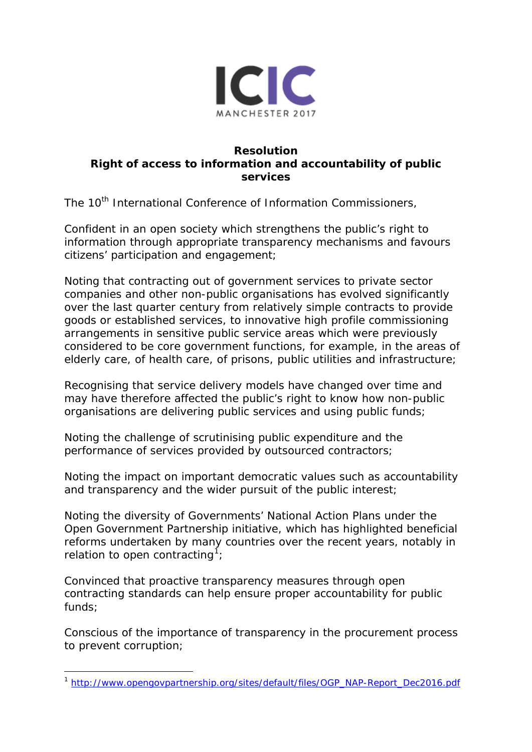ICIC

MANCHESTER 2017

# Resolution
## Right of access to information and accountability of public services

The 10th International Conference of Information Commissioners,

Confident in an open society which strengthens the public's right to information through appropriate transparency mechanisms and favours citizens' participation and engagement;

Noting that contracting out of government services to private sector companies and other non-public organisations has evolved significantly over the last quarter century from relatively simple contracts to provide goods or established services, to innovative high profile commissioning arrangements in sensitive public service areas which were previously considered to be core government functions, for example, in the areas of elderly care, of health care, of prisons, public utilities and infrastructure;

Recognising that service delivery models have changed over time and may have therefore affected the public's right to know how non-public organisations are delivering public services and using public funds;

Noting the challenge of scrutinising public expenditure and the performance of services provided by outsourced contractors;

Noting the impact on important democratic values such as accountability and transparency and the wider pursuit of the public interest;

Noting the diversity of Governments' National Action Plans under the Open Government Partnership initiative, which has highlighted beneficial reforms undertaken by many countries over the recent years, notably in relation to open contracting[1];

Convinced that proactive transparency measures through open contracting standards can help ensure proper accountability for public funds;

Conscious of the importance of transparency in the procurement process to prevent corruption;

---

[1] http://www.opengovpartnership.org/sites/default/files/OGP_NAP-Report_Dec2016.pdf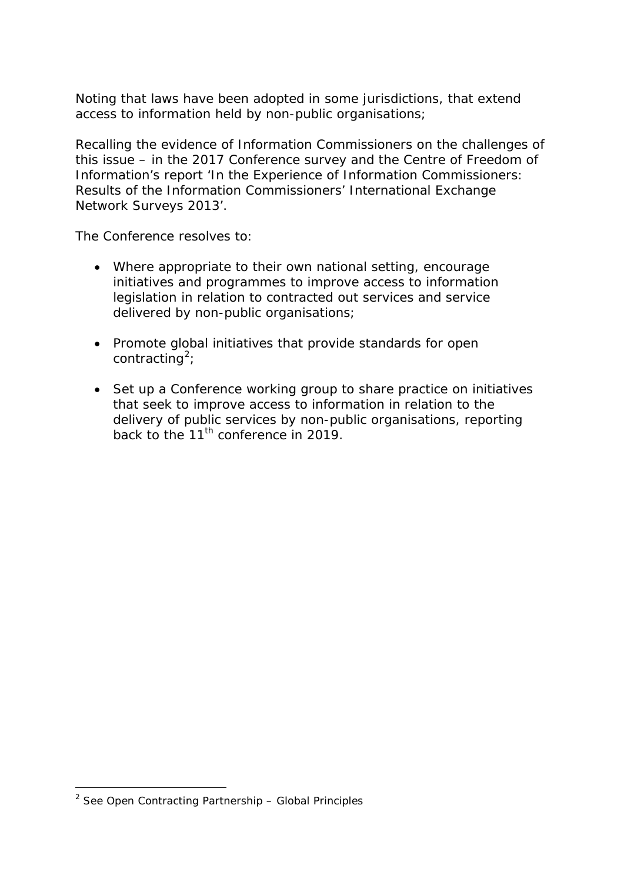Noting that laws have been adopted in some jurisdictions, that extend access to information held by non-public organisations;

Recalling the evidence of Information Commissioners on the challenges of this issue – in the 2017 Conference survey and the Centre of Freedom of Information's report 'In the Experience of Information Commissioners: Results of the Information Commissioners' International Exchange Network Surveys 2013'.

The Conference resolves to:

- Where appropriate to their own national setting, encourage initiatives and programmes to improve access to information legislation in relation to contracted out services and service delivered by non-public organisations;

- Promote global initiatives that provide standards for open contracting[2];

- Set up a Conference working group to share practice on initiatives that seek to improve access to information in relation to the delivery of public services by non-public organisations, reporting back to the 11th conference in 2019.

[2] See Open Contracting Partnership – Global Principles